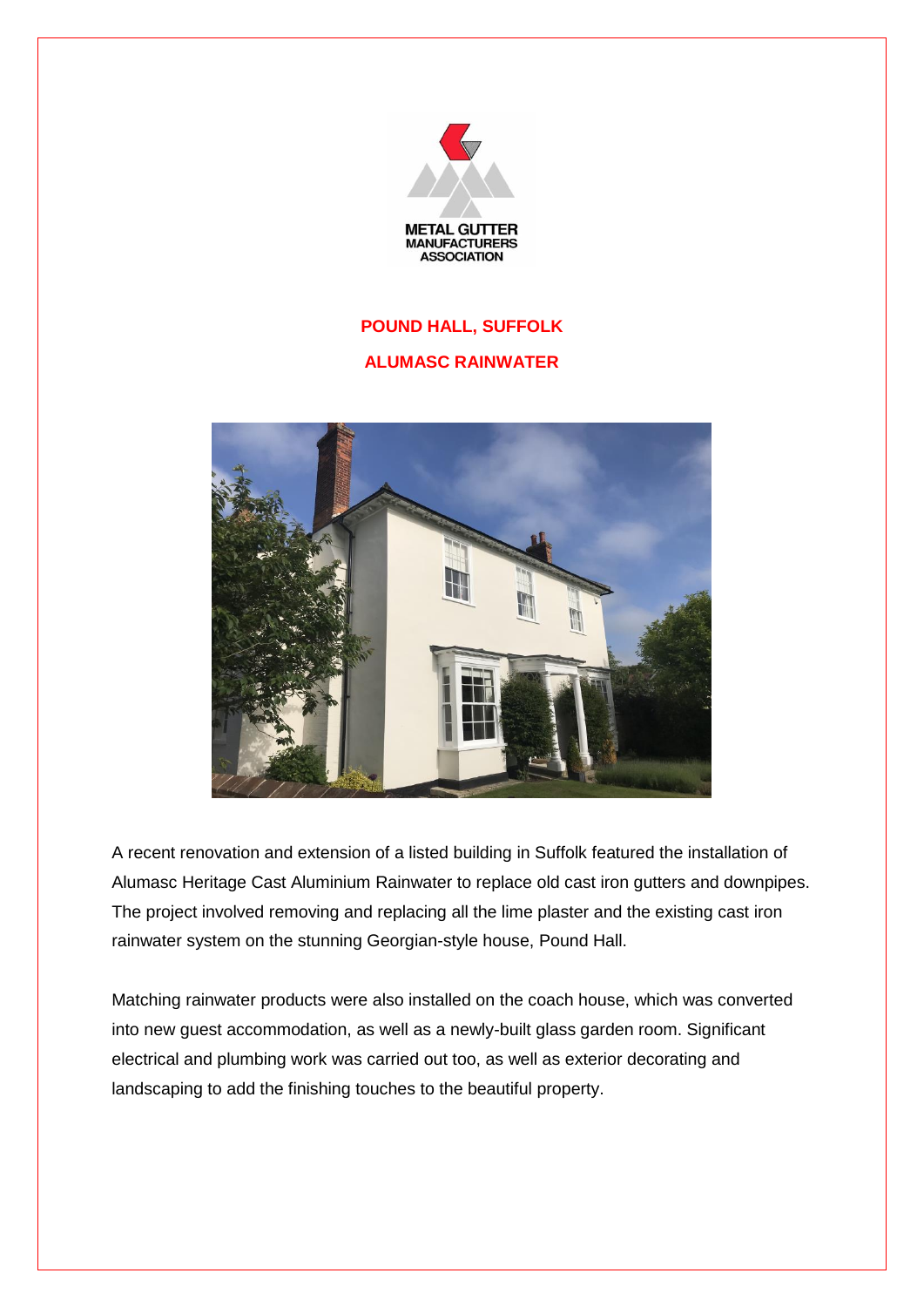METAL GUTTER MANUFACTURERS ASSOCIATION

# POUND HALL, SUFFOLK

## ALUMASC RAINWATER

A recent renovation and extension of a listed building in Suffolk featured the installation of Alumasc Heritage Cast Aluminium Rainwater to replace old cast iron gutters and downpipes. The project involved removing and replacing all the lime plaster and the existing cast iron rainwater system on the stunning Georgian-style house, Pound Hall.

Matching rainwater products were also installed on the coach house, which was converted into new guest accommodation, as well as a newly-built glass garden room. Significant electrical and plumbing work was carried out too, as well as exterior decorating and landscaping to add the finishing touches to the beautiful property.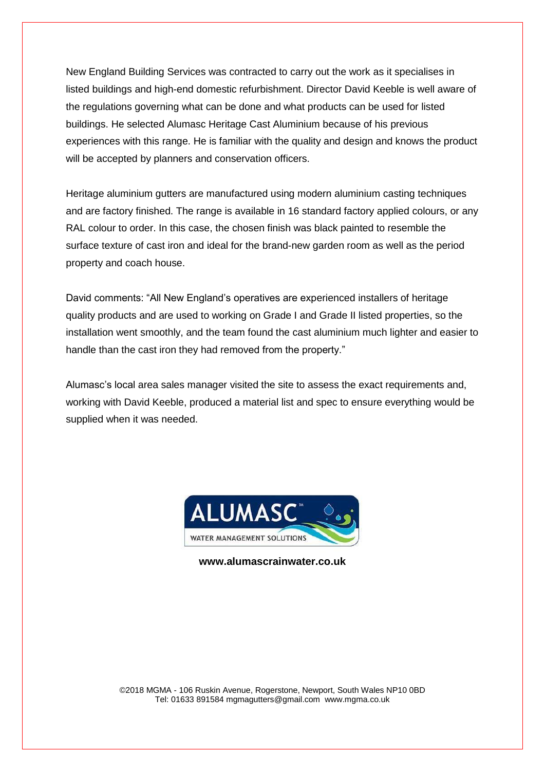New England Building Services was contracted to carry out the work as it specialises in listed buildings and high-end domestic refurbishment. Director David Keeble is well aware of the regulations governing what can be done and what products can be used for listed buildings. He selected Alumasc Heritage Cast Aluminium because of his previous experiences with this range. He is familiar with the quality and design and knows the product will be accepted by planners and conservation officers.

Heritage aluminium gutters are manufactured using modern aluminium casting techniques and are factory finished. The range is available in 16 standard factory applied colours, or any RAL colour to order. In this case, the chosen finish was black painted to resemble the surface texture of cast iron and ideal for the brand-new garden room as well as the period property and coach house.

David comments: "All New England's operatives are experienced installers of heritage quality products and are used to working on Grade I and Grade II listed properties, so the installation went smoothly, and the team found the cast aluminium much lighter and easier to handle than the cast iron they had removed from the property."

Alumasc's local area sales manager visited the site to assess the exact requirements and, working with David Keeble, produced a material list and spec to ensure everything would be supplied when it was needed.

ALUMASC™ WATER MANAGEMENT SOLUTIONS

**www.alumascrainwater.co.uk**

©2018 MGMA - 106 Ruskin Avenue, Rogerstone, Newport, South Wales NP10 0BD
Tel: 01633 891584 mgmagutters@gmail.com www.mgma.co.uk